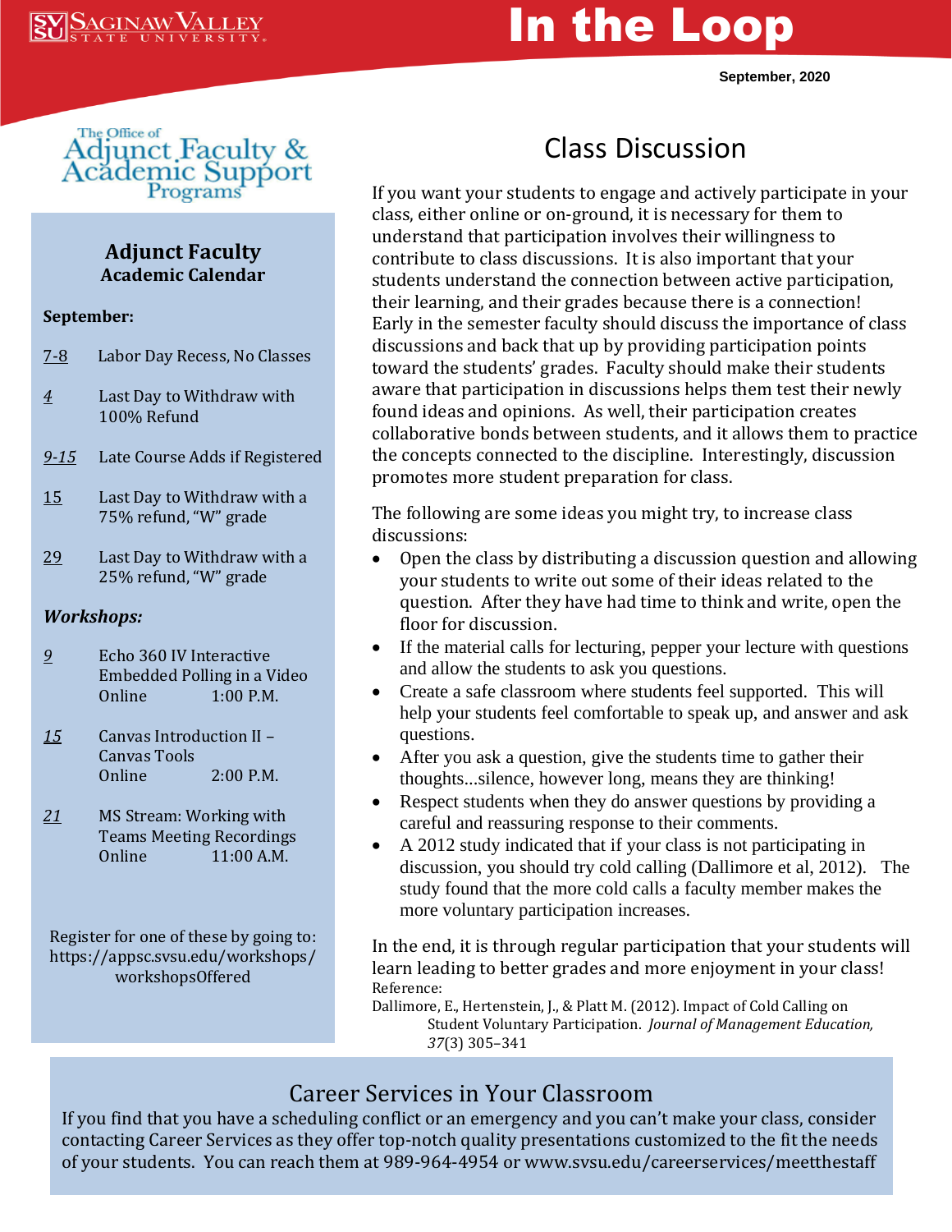# In the Loop

September, 2020

The Office of Adjunct Faculty & Academic Support Programs

## Adjunct Faculty Academic Calendar

**September:**

7-8 Labor Day Recess, No Classes

*4* Last Day to Withdraw with 100% Refund

*9-15* Late Course Adds if Registered

15 Last Day to Withdraw with a 75% refund, "W" grade

29 Last Day to Withdraw with a 25% refund, "W" grade

***Workshops:***

*9* Echo 360 IV Interactive Embedded Polling in a Video Online 1:00 P.M.

*15* Canvas Introduction II – Canvas Tools Online 2:00 P.M.

*21* MS Stream: Working with Teams Meeting Recordings Online 11:00 A.M.

Register for one of these by going to: https://appsc.svsu.edu/workshops/workshopsOffered

## Class Discussion

If you want your students to engage and actively participate in your class, either online or on-ground, it is necessary for them to understand that participation involves their willingness to contribute to class discussions. It is also important that your students understand the connection between active participation, their learning, and their grades because there is a connection! Early in the semester faculty should discuss the importance of class discussions and back that up by providing participation points toward the students' grades. Faculty should make their students aware that participation in discussions helps them test their newly found ideas and opinions. As well, their participation creates collaborative bonds between students, and it allows them to practice the concepts connected to the discipline. Interestingly, discussion promotes more student preparation for class.

The following are some ideas you might try, to increase class discussions:

- Open the class by distributing a discussion question and allowing your students to write out some of their ideas related to the question. After they have had time to think and write, open the floor for discussion.
- If the material calls for lecturing, pepper your lecture with questions and allow the students to ask you questions.
- Create a safe classroom where students feel supported. This will help your students feel comfortable to speak up, and answer and ask questions.
- After you ask a question, give the students time to gather their thoughts...silence, however long, means they are thinking!
- Respect students when they do answer questions by providing a careful and reassuring response to their comments.
- A 2012 study indicated that if your class is not participating in discussion, you should try cold calling (Dallimore et al, 2012). The study found that the more cold calls a faculty member makes the more voluntary participation increases.

In the end, it is through regular participation that your students will learn leading to better grades and more enjoyment in your class!

Reference:

Dallimore, E., Hertenstein, J., & Platt M. (2012). Impact of Cold Calling on Student Voluntary Participation. *Journal of Management Education, 37*(3) 305–341

## Career Services in Your Classroom

If you find that you have a scheduling conflict or an emergency and you can't make your class, consider contacting Career Services as they offer top-notch quality presentations customized to the fit the needs of your students. You can reach them at 989-964-4954 or www.svsu.edu/careerservices/meetthestaff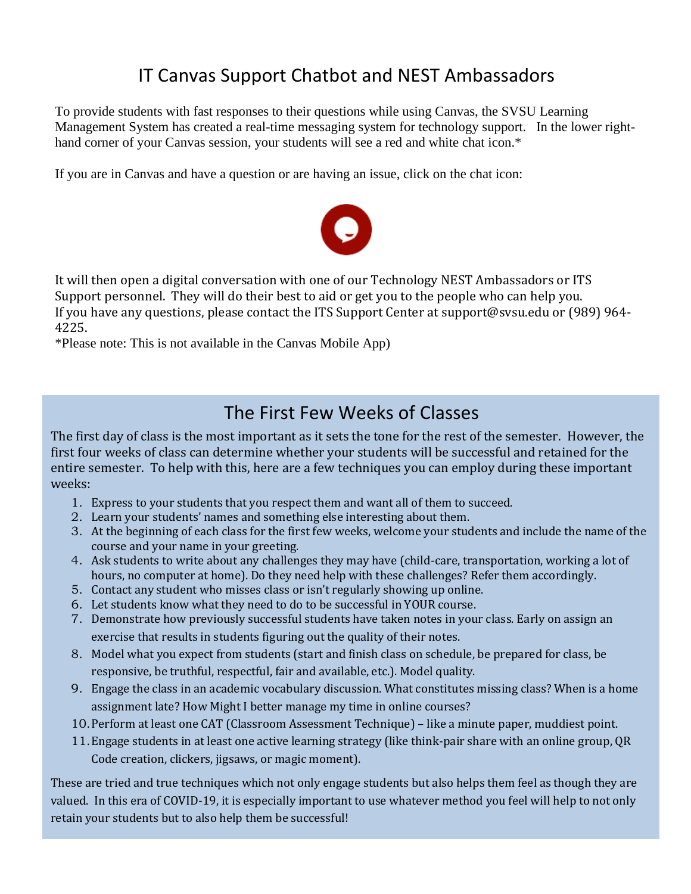## IT Canvas Support Chatbot and NEST Ambassadors

To provide students with fast responses to their questions while using Canvas, the SVSU Learning Management System has created a real-time messaging system for technology support. In the lower right-hand corner of your Canvas session, your students will see a red and white chat icon.*

If you are in Canvas and have a question or are having an issue, click on the chat icon:

It will then open a digital conversation with one of our Technology NEST Ambassadors or ITS Support personnel. They will do their best to aid or get you to the people who can help you. If you have any questions, please contact the ITS Support Center at support@svsu.edu or (989) 964-4225.

*Please note: This is not available in the Canvas Mobile App)

## The First Few Weeks of Classes

The first day of class is the most important as it sets the tone for the rest of the semester. However, the first four weeks of class can determine whether your students will be successful and retained for the entire semester. To help with this, here are a few techniques you can employ during these important weeks:

1. Express to your students that you respect them and want all of them to succeed.
2. Learn your students' names and something else interesting about them.
3. At the beginning of each class for the first few weeks, welcome your students and include the name of the course and your name in your greeting.
4. Ask students to write about any challenges they may have (child-care, transportation, working a lot of hours, no computer at home). Do they need help with these challenges? Refer them accordingly.
5. Contact any student who misses class or isn't regularly showing up online.
6. Let students know what they need to do to be successful in YOUR course.
7. Demonstrate how previously successful students have taken notes in your class. Early on assign an exercise that results in students figuring out the quality of their notes.
8. Model what you expect from students (start and finish class on schedule, be prepared for class, be responsive, be truthful, respectful, fair and available, etc.). Model quality.
9. Engage the class in an academic vocabulary discussion. What constitutes missing class? When is a home assignment late? How Might I better manage my time in online courses?
10. Perform at least one CAT (Classroom Assessment Technique) – like a minute paper, muddiest point.
11. Engage students in at least one active learning strategy (like think-pair share with an online group, QR Code creation, clickers, jigsaws, or magic moment).

These are tried and true techniques which not only engage students but also helps them feel as though they are valued. In this era of COVID-19, it is especially important to use whatever method you feel will help to not only retain your students but to also help them be successful!